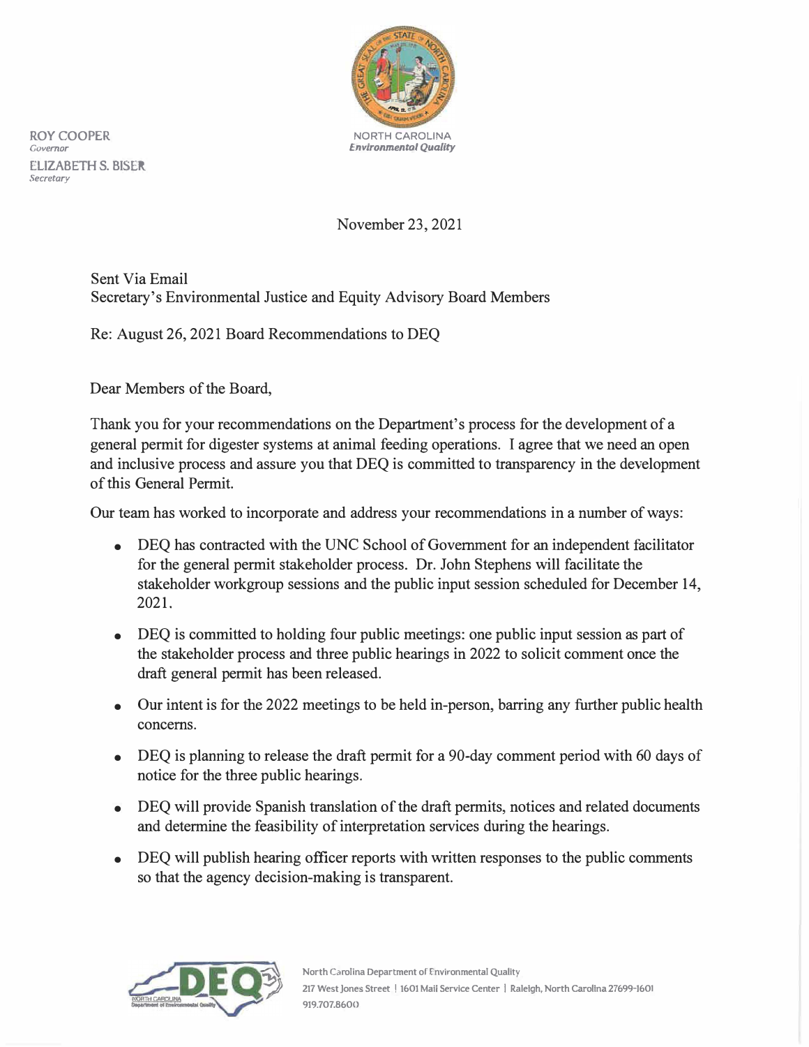ROY COOPER
*Governor*

ELIZABETH S. BISER
*Secretary*

NORTH CAROLINA
*Environmental Quality*

November 23, 2021

Sent Via Email
Secretary's Environmental Justice and Equity Advisory Board Members

Re: August 26, 2021 Board Recommendations to DEQ

Dear Members of the Board,

Thank you for your recommendations on the Department's process for the development of a general permit for digester systems at animal feeding operations. I agree that we need an open and inclusive process and assure you that DEQ is committed to transparency in the development of this General Permit.

Our team has worked to incorporate and address your recommendations in a number of ways:

- DEQ has contracted with the UNC School of Government for an independent facilitator for the general permit stakeholder process. Dr. John Stephens will facilitate the stakeholder workgroup sessions and the public input session scheduled for December 14, 2021.
- DEQ is committed to holding four public meetings: one public input session as part of the stakeholder process and three public hearings in 2022 to solicit comment once the draft general permit has been released.
- Our intent is for the 2022 meetings to be held in-person, barring any further public health concerns.
- DEQ is planning to release the draft permit for a 90-day comment period with 60 days of notice for the three public hearings.
- DEQ will provide Spanish translation of the draft permits, notices and related documents and determine the feasibility of interpretation services during the hearings.
- DEQ will publish hearing officer reports with written responses to the public comments so that the agency decision-making is transparent.

North Carolina Department of Environmental Quality
217 West Jones Street | 1601 Mail Service Center | Raleigh, North Carolina 27699-1601
919.707.8600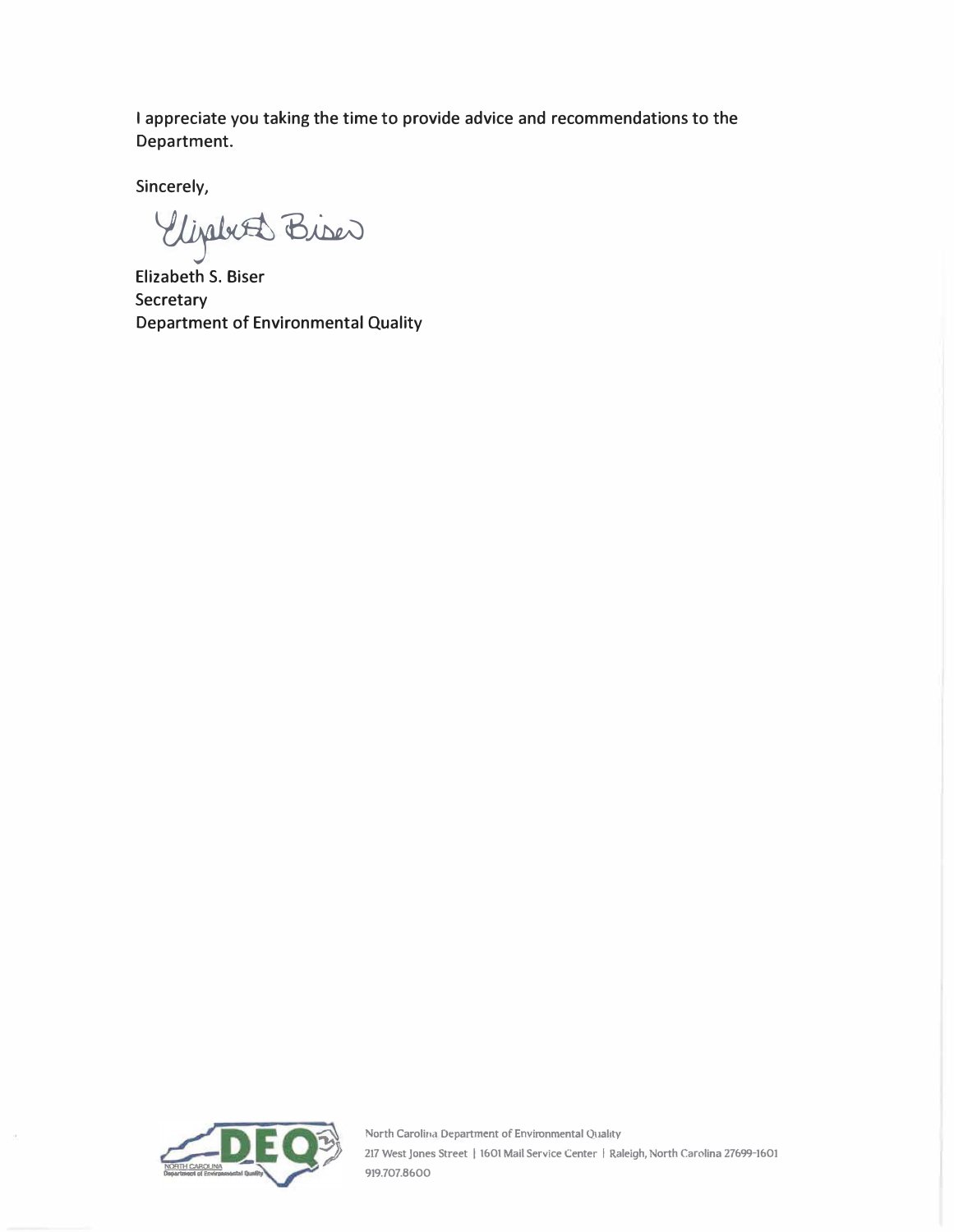I appreciate you taking the time to provide advice and recommendations to the Department.

Sincerely,

Elizabeth S. Biser

Elizabeth S. Biser
Secretary
Department of Environmental Quality

North Carolina Department of Environmental Quality
217 West Jones Street | 1601 Mail Service Center | Raleigh, North Carolina 27699-1601
919.707.8600